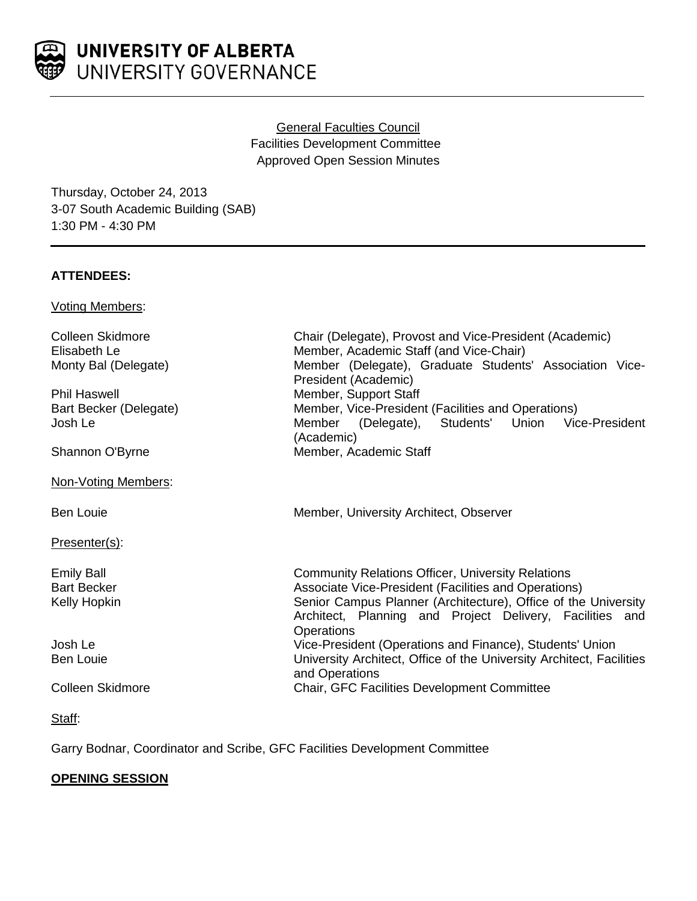**UNIVERSITY OF ALBERTA**
UNIVERSITY GOVERNANCE

General Faculties Council
Facilities Development Committee
Approved Open Session Minutes

Thursday, October 24, 2013
3-07 South Academic Building (SAB)
1:30 PM - 4:30 PM

**ATTENDEES:**

Voting Members:

| | |
|---|---|
| Colleen Skidmore | Chair (Delegate), Provost and Vice-President (Academic) |
| Elisabeth Le | Member, Academic Staff (and Vice-Chair) |
| Monty Bal (Delegate) | Member (Delegate), Graduate Students' Association Vice-President (Academic) |
| Phil Haswell | Member, Support Staff |
| Bart Becker (Delegate) | Member, Vice-President (Facilities and Operations) |
| Josh Le | Member (Delegate), Students' Union Vice-President (Academic) |
| Shannon O'Byrne | Member, Academic Staff |

Non-Voting Members:

| | |
|---|---|
| Ben Louie | Member, University Architect, Observer |

Presenter(s):

| | |
|---|---|
| Emily Ball | Community Relations Officer, University Relations |
| Bart Becker | Associate Vice-President (Facilities and Operations) |
| Kelly Hopkin | Senior Campus Planner (Architecture), Office of the University Architect, Planning and Project Delivery, Facilities and Operations |
| Josh Le | Vice-President (Operations and Finance), Students' Union |
| Ben Louie | University Architect, Office of the University Architect, Facilities and Operations |
| Colleen Skidmore | Chair, GFC Facilities Development Committee |

Staff:

Garry Bodnar, Coordinator and Scribe, GFC Facilities Development Committee

**OPENING SESSION**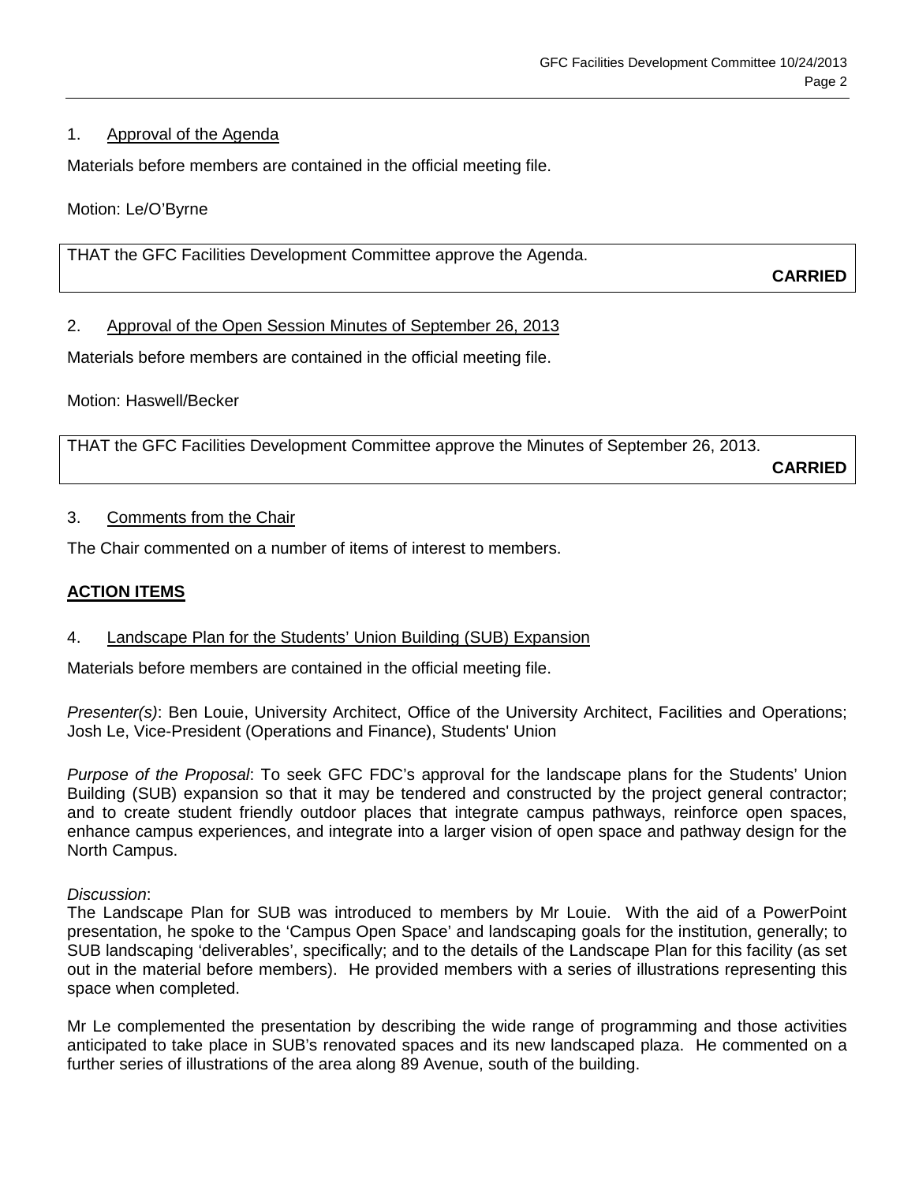1. Approval of the Agenda

Materials before members are contained in the official meeting file.

Motion: Le/O'Byrne

THAT the GFC Facilities Development Committee approve the Agenda.

**CARRIED**

2. Approval of the Open Session Minutes of September 26, 2013

Materials before members are contained in the official meeting file.

Motion: Haswell/Becker

THAT the GFC Facilities Development Committee approve the Minutes of September 26, 2013.

**CARRIED**

3. Comments from the Chair

The Chair commented on a number of items of interest to members.

## **ACTION ITEMS**

4. Landscape Plan for the Students' Union Building (SUB) Expansion

Materials before members are contained in the official meeting file.

*Presenter(s)*: Ben Louie, University Architect, Office of the University Architect, Facilities and Operations; Josh Le, Vice-President (Operations and Finance), Students' Union

*Purpose of the Proposal*: To seek GFC FDC's approval for the landscape plans for the Students' Union Building (SUB) expansion so that it may be tendered and constructed by the project general contractor; and to create student friendly outdoor places that integrate campus pathways, reinforce open spaces, enhance campus experiences, and integrate into a larger vision of open space and pathway design for the North Campus.

*Discussion*:
The Landscape Plan for SUB was introduced to members by Mr Louie. With the aid of a PowerPoint presentation, he spoke to the 'Campus Open Space' and landscaping goals for the institution, generally; to SUB landscaping 'deliverables', specifically; and to the details of the Landscape Plan for this facility (as set out in the material before members). He provided members with a series of illustrations representing this space when completed.

Mr Le complemented the presentation by describing the wide range of programming and those activities anticipated to take place in SUB's renovated spaces and its new landscaped plaza. He commented on a further series of illustrations of the area along 89 Avenue, south of the building.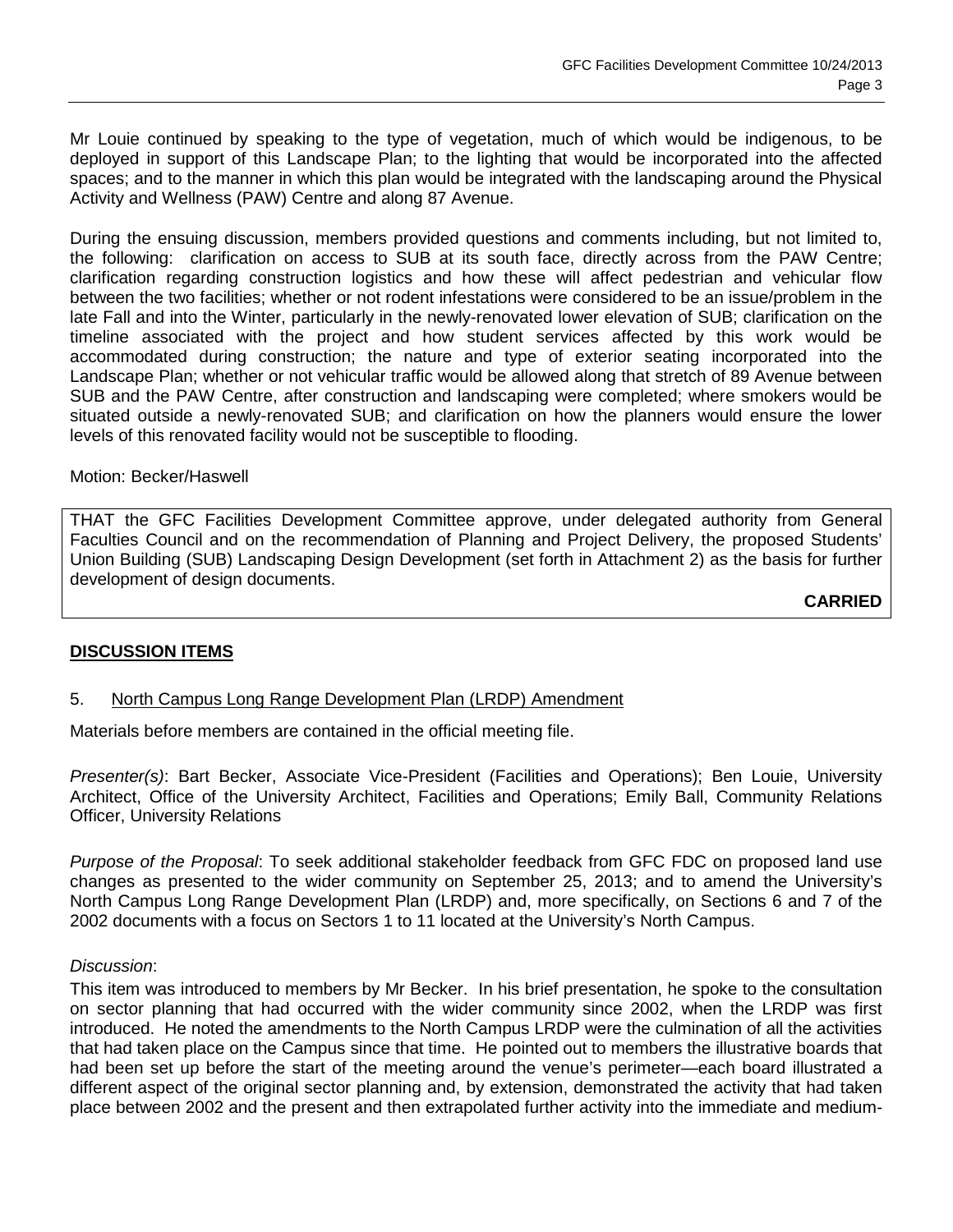Mr Louie continued by speaking to the type of vegetation, much of which would be indigenous, to be deployed in support of this Landscape Plan; to the lighting that would be incorporated into the affected spaces; and to the manner in which this plan would be integrated with the landscaping around the Physical Activity and Wellness (PAW) Centre and along 87 Avenue.

During the ensuing discussion, members provided questions and comments including, but not limited to, the following: clarification on access to SUB at its south face, directly across from the PAW Centre; clarification regarding construction logistics and how these will affect pedestrian and vehicular flow between the two facilities; whether or not rodent infestations were considered to be an issue/problem in the late Fall and into the Winter, particularly in the newly-renovated lower elevation of SUB; clarification on the timeline associated with the project and how student services affected by this work would be accommodated during construction; the nature and type of exterior seating incorporated into the Landscape Plan; whether or not vehicular traffic would be allowed along that stretch of 89 Avenue between SUB and the PAW Centre, after construction and landscaping were completed; where smokers would be situated outside a newly-renovated SUB; and clarification on how the planners would ensure the lower levels of this renovated facility would not be susceptible to flooding.

Motion: Becker/Haswell

THAT the GFC Facilities Development Committee approve, under delegated authority from General Faculties Council and on the recommendation of Planning and Project Delivery, the proposed Students' Union Building (SUB) Landscaping Design Development (set forth in Attachment 2) as the basis for further development of design documents.

**CARRIED**

## DISCUSSION ITEMS

### 5. North Campus Long Range Development Plan (LRDP) Amendment

Materials before members are contained in the official meeting file.

*Presenter(s)*: Bart Becker, Associate Vice-President (Facilities and Operations); Ben Louie, University Architect, Office of the University Architect, Facilities and Operations; Emily Ball, Community Relations Officer, University Relations

*Purpose of the Proposal*: To seek additional stakeholder feedback from GFC FDC on proposed land use changes as presented to the wider community on September 25, 2013; and to amend the University's North Campus Long Range Development Plan (LRDP) and, more specifically, on Sections 6 and 7 of the 2002 documents with a focus on Sectors 1 to 11 located at the University's North Campus.

*Discussion*:

This item was introduced to members by Mr Becker. In his brief presentation, he spoke to the consultation on sector planning that had occurred with the wider community since 2002, when the LRDP was first introduced. He noted the amendments to the North Campus LRDP were the culmination of all the activities that had taken place on the Campus since that time. He pointed out to members the illustrative boards that had been set up before the start of the meeting around the venue's perimeter—each board illustrated a different aspect of the original sector planning and, by extension, demonstrated the activity that had taken place between 2002 and the present and then extrapolated further activity into the immediate and medium-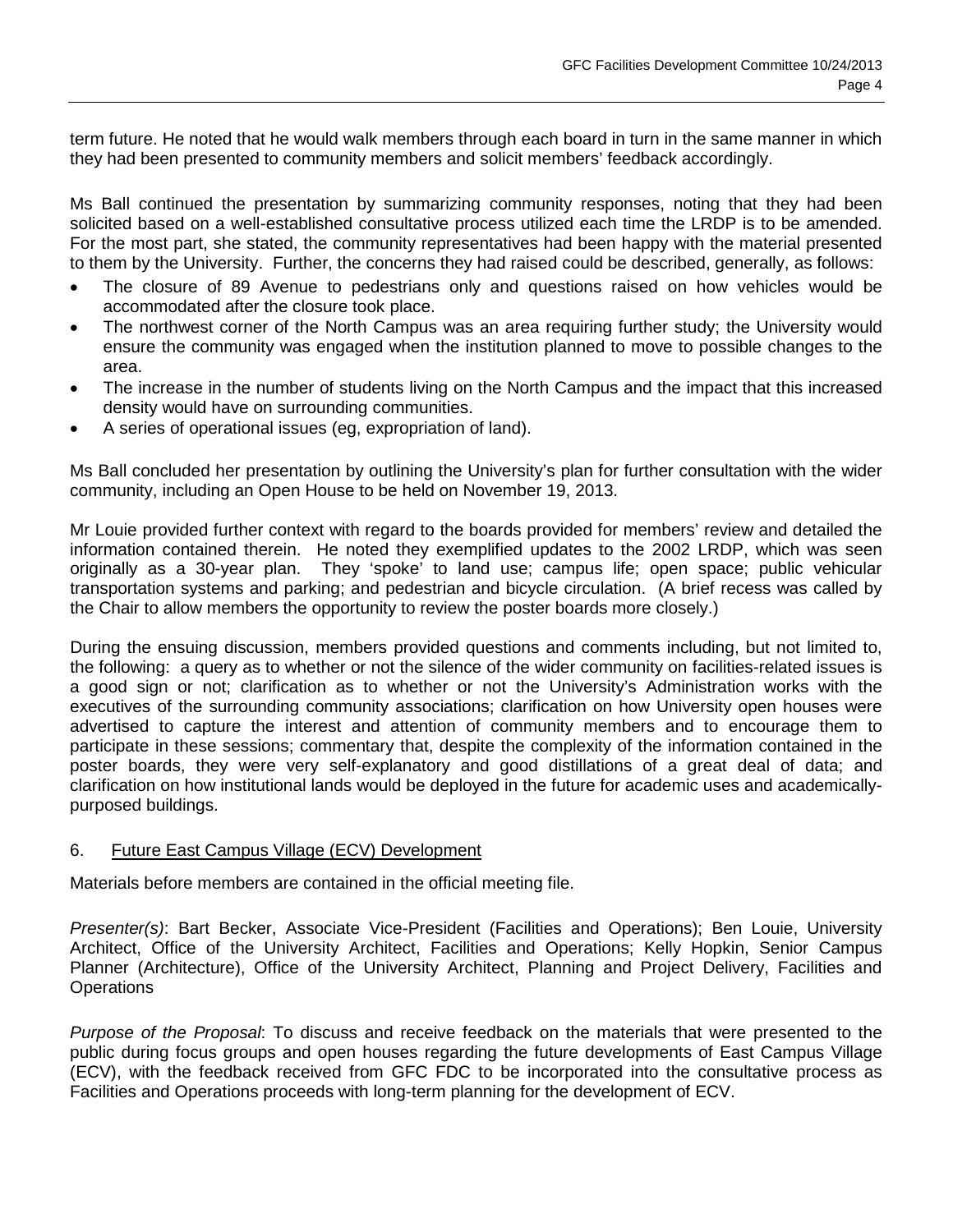term future. He noted that he would walk members through each board in turn in the same manner in which they had been presented to community members and solicit members' feedback accordingly.

Ms Ball continued the presentation by summarizing community responses, noting that they had been solicited based on a well-established consultative process utilized each time the LRDP is to be amended. For the most part, she stated, the community representatives had been happy with the material presented to them by the University. Further, the concerns they had raised could be described, generally, as follows:

- The closure of 89 Avenue to pedestrians only and questions raised on how vehicles would be accommodated after the closure took place.
- The northwest corner of the North Campus was an area requiring further study; the University would ensure the community was engaged when the institution planned to move to possible changes to the area.
- The increase in the number of students living on the North Campus and the impact that this increased density would have on surrounding communities.
- A series of operational issues (eg, expropriation of land).

Ms Ball concluded her presentation by outlining the University's plan for further consultation with the wider community, including an Open House to be held on November 19, 2013.

Mr Louie provided further context with regard to the boards provided for members' review and detailed the information contained therein. He noted they exemplified updates to the 2002 LRDP, which was seen originally as a 30-year plan. They 'spoke' to land use; campus life; open space; public vehicular transportation systems and parking; and pedestrian and bicycle circulation. (A brief recess was called by the Chair to allow members the opportunity to review the poster boards more closely.)

During the ensuing discussion, members provided questions and comments including, but not limited to, the following: a query as to whether or not the silence of the wider community on facilities-related issues is a good sign or not; clarification as to whether or not the University's Administration works with the executives of the surrounding community associations; clarification on how University open houses were advertised to capture the interest and attention of community members and to encourage them to participate in these sessions; commentary that, despite the complexity of the information contained in the poster boards, they were very self-explanatory and good distillations of a great deal of data; and clarification on how institutional lands would be deployed in the future for academic uses and academically-purposed buildings.

6. Future East Campus Village (ECV) Development

Materials before members are contained in the official meeting file.

*Presenter(s)*: Bart Becker, Associate Vice-President (Facilities and Operations); Ben Louie, University Architect, Office of the University Architect, Facilities and Operations; Kelly Hopkin, Senior Campus Planner (Architecture), Office of the University Architect, Planning and Project Delivery, Facilities and Operations

*Purpose of the Proposal*: To discuss and receive feedback on the materials that were presented to the public during focus groups and open houses regarding the future developments of East Campus Village (ECV), with the feedback received from GFC FDC to be incorporated into the consultative process as Facilities and Operations proceeds with long-term planning for the development of ECV.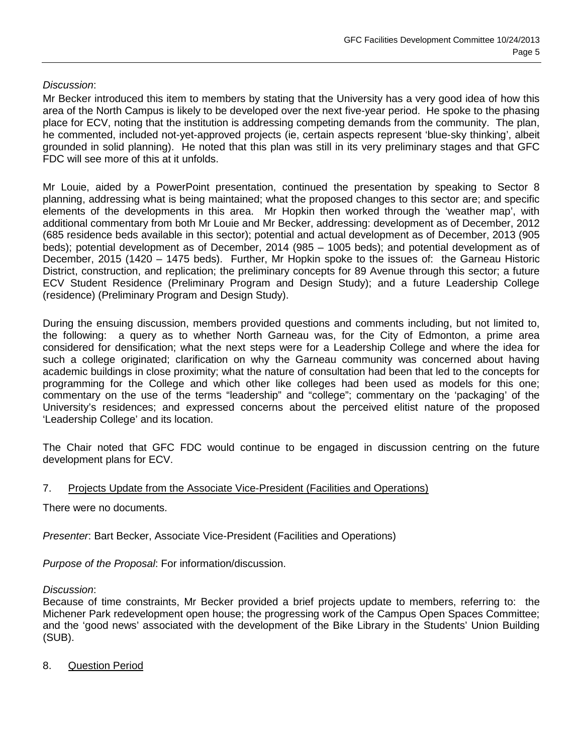*Discussion*:
Mr Becker introduced this item to members by stating that the University has a very good idea of how this area of the North Campus is likely to be developed over the next five-year period. He spoke to the phasing place for ECV, noting that the institution is addressing competing demands from the community. The plan, he commented, included not-yet-approved projects (ie, certain aspects represent 'blue-sky thinking', albeit grounded in solid planning). He noted that this plan was still in its very preliminary stages and that GFC FDC will see more of this at it unfolds.

Mr Louie, aided by a PowerPoint presentation, continued the presentation by speaking to Sector 8 planning, addressing what is being maintained; what the proposed changes to this sector are; and specific elements of the developments in this area. Mr Hopkin then worked through the 'weather map', with additional commentary from both Mr Louie and Mr Becker, addressing: development as of December, 2012 (685 residence beds available in this sector); potential and actual development as of December, 2013 (905 beds); potential development as of December, 2014 (985 – 1005 beds); and potential development as of December, 2015 (1420 – 1475 beds). Further, Mr Hopkin spoke to the issues of: the Garneau Historic District, construction, and replication; the preliminary concepts for 89 Avenue through this sector; a future ECV Student Residence (Preliminary Program and Design Study); and a future Leadership College (residence) (Preliminary Program and Design Study).

During the ensuing discussion, members provided questions and comments including, but not limited to, the following: a query as to whether North Garneau was, for the City of Edmonton, a prime area considered for densification; what the next steps were for a Leadership College and where the idea for such a college originated; clarification on why the Garneau community was concerned about having academic buildings in close proximity; what the nature of consultation had been that led to the concepts for programming for the College and which other like colleges had been used as models for this one; commentary on the use of the terms "leadership" and "college"; commentary on the 'packaging' of the University's residences; and expressed concerns about the perceived elitist nature of the proposed 'Leadership College' and its location.

The Chair noted that GFC FDC would continue to be engaged in discussion centring on the future development plans for ECV.

7. Projects Update from the Associate Vice-President (Facilities and Operations)

There were no documents.

*Presenter*: Bart Becker, Associate Vice-President (Facilities and Operations)

*Purpose of the Proposal*: For information/discussion.

*Discussion*:
Because of time constraints, Mr Becker provided a brief projects update to members, referring to: the Michener Park redevelopment open house; the progressing work of the Campus Open Spaces Committee; and the 'good news' associated with the development of the Bike Library in the Students' Union Building (SUB).

8. Question Period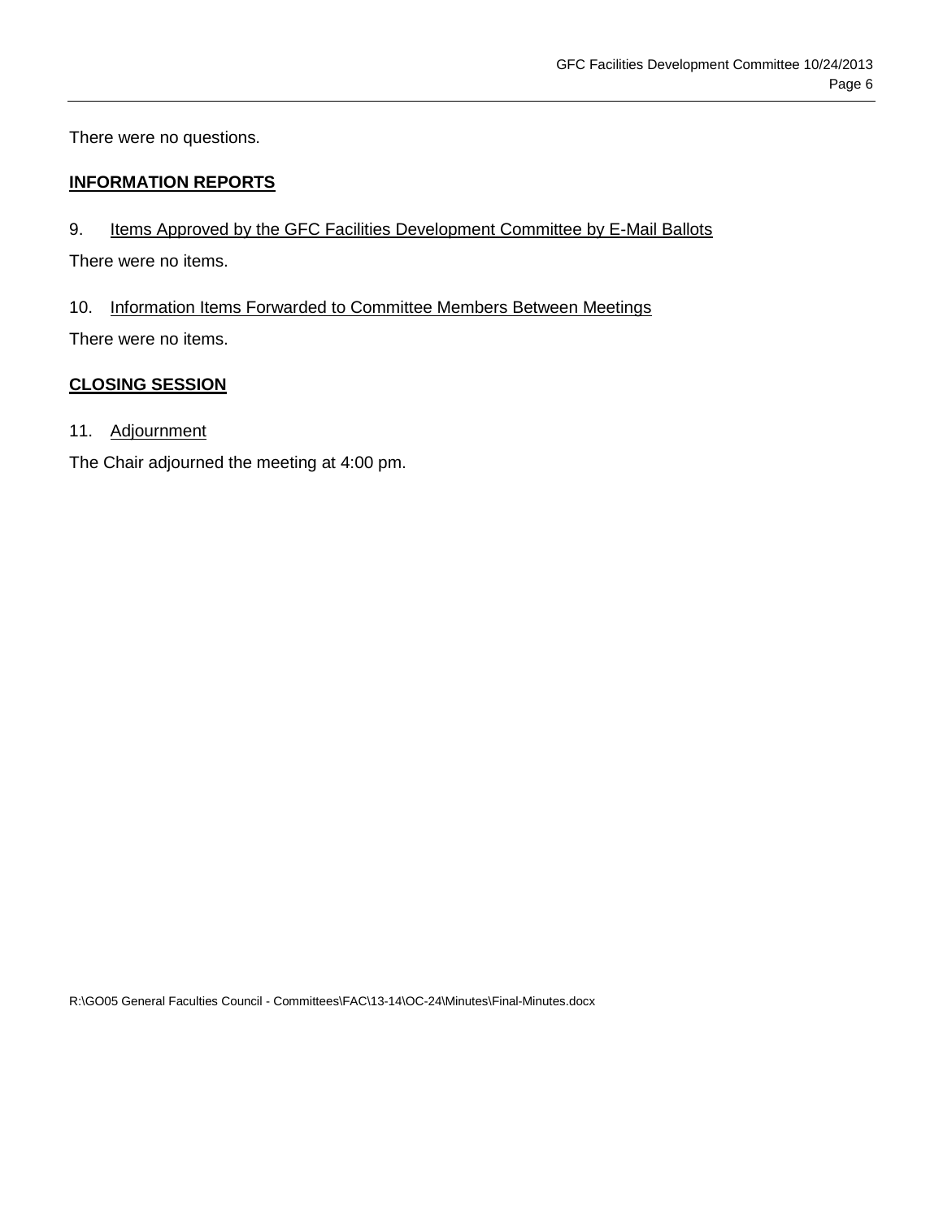There were no questions.

## **INFORMATION REPORTS**

9. Items Approved by the GFC Facilities Development Committee by E-Mail Ballots

There were no items.

10. Information Items Forwarded to Committee Members Between Meetings

There were no items.

## **CLOSING SESSION**

11. Adjournment

The Chair adjourned the meeting at 4:00 pm.

R:\GO05 General Faculties Council - Committees\FAC\13-14\OC-24\Minutes\Final-Minutes.docx